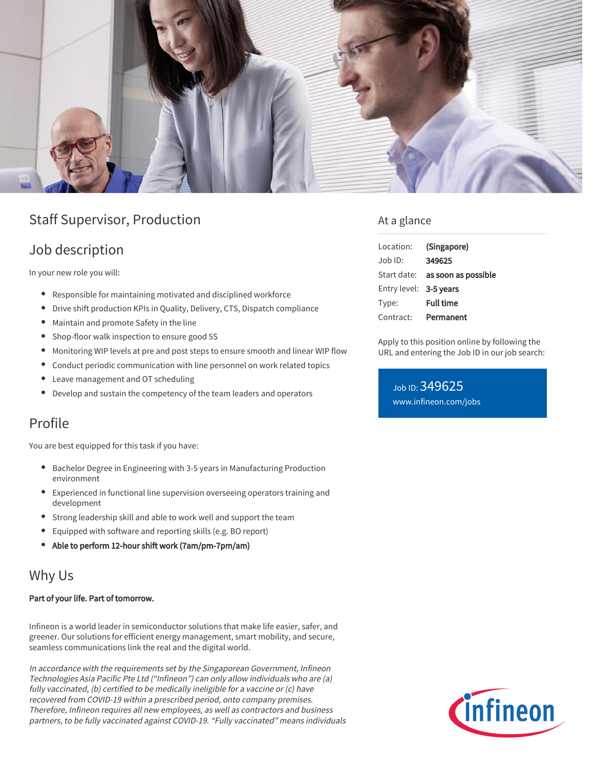# Staff Supervisor, Production

## Job description

In your new role you will:

- Responsible for maintaining motivated and disciplined workforce
- Drive shift production KPIs in Quality, Delivery, CTS, Dispatch compliance
- Maintain and promote Safety in the line
- Shop-floor walk inspection to ensure good 5S
- Monitoring WIP levels at pre and post steps to ensure smooth and linear WIP flow
- Conduct periodic communication with line personnel on work related topics
- Leave management and OT scheduling
- Develop and sustain the competency of the team leaders and operators

## Profile

You are best equipped for this task if you have:

- Bachelor Degree in Engineering with 3-5 years in Manufacturing Production environment
- Experienced in functional line supervision overseeing operators training and development
- Strong leadership skill and able to work well and support the team
- Equipped with software and reporting skills (e.g. BO report)
- **Able to perform 12-hour shift work (7am/pm-7pm/am)**

## Why Us

**Part of your life. Part of tomorrow.**

Infineon is a world leader in semiconductor solutions that make life easier, safer, and greener. Our solutions for efficient energy management, smart mobility, and secure, seamless communications link the real and the digital world.

*In accordance with the requirements set by the Singaporean Government, Infineon Technologies Asia Pacific Pte Ltd ("Infineon") can only allow individuals who are (a) fully vaccinated, (b) certified to be medically ineligible for a vaccine or (c) have recovered from COVID-19 within a prescribed period, onto company premises. Therefore, Infineon requires all new employees, as well as contractors and business partners, to be fully vaccinated against COVID-19. "Fully vaccinated" means individuals*

## At a glance

| | |
|---|---|
| Location: | **(Singapore)** |
| Job ID: | **349625** |
| Start date: | **as soon as possible** |
| Entry level: | **3-5 years** |
| Type: | **Full time** |
| Contract: | **Permanent** |

Apply to this position online by following the URL and entering the Job ID in our job search:

Job ID: 349625
www.infineon.com/jobs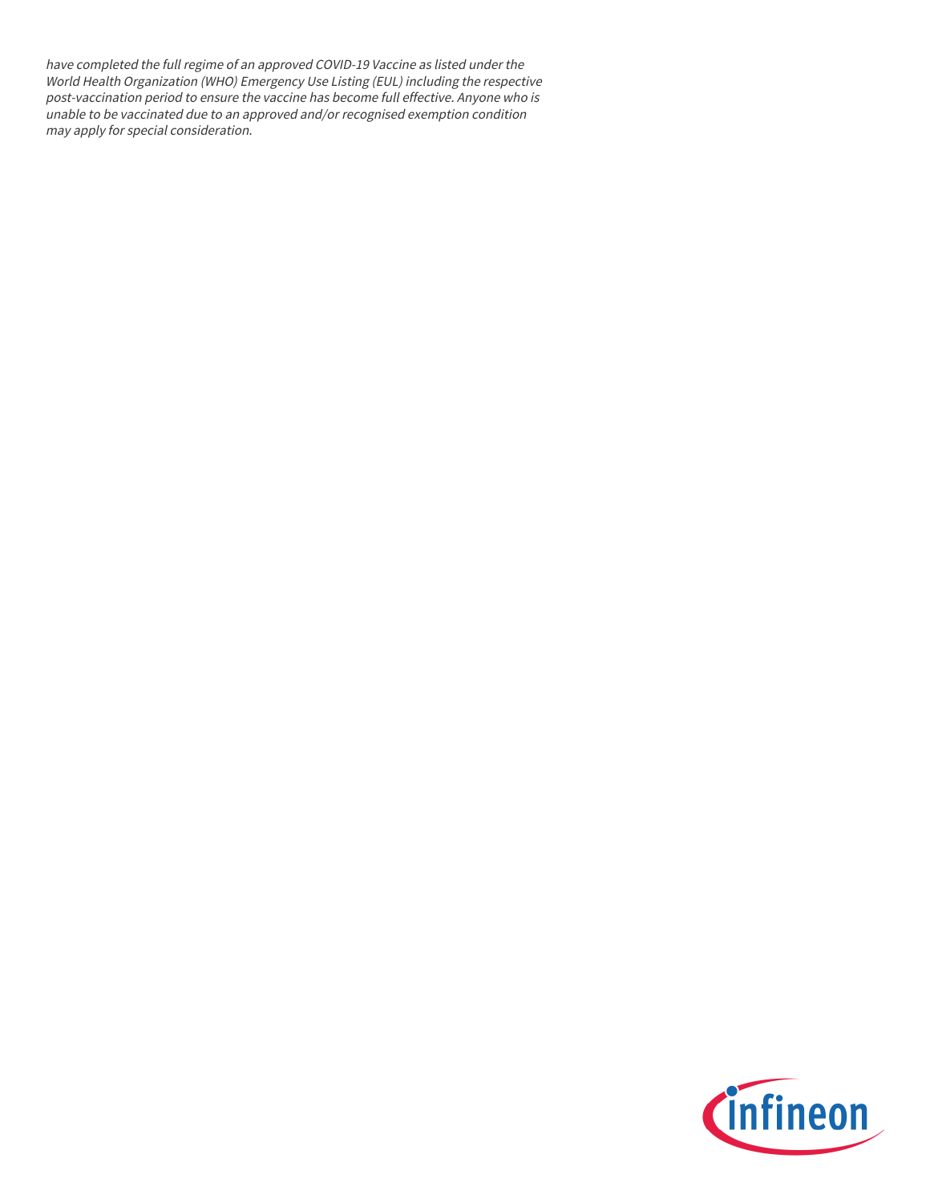*have completed the full regime of an approved COVID-19 Vaccine as listed under the World Health Organization (WHO) Emergency Use Listing (EUL) including the respective post-vaccination period to ensure the vaccine has become full effective. Anyone who is unable to be vaccinated due to an approved and/or recognised exemption condition may apply for special consideration.*